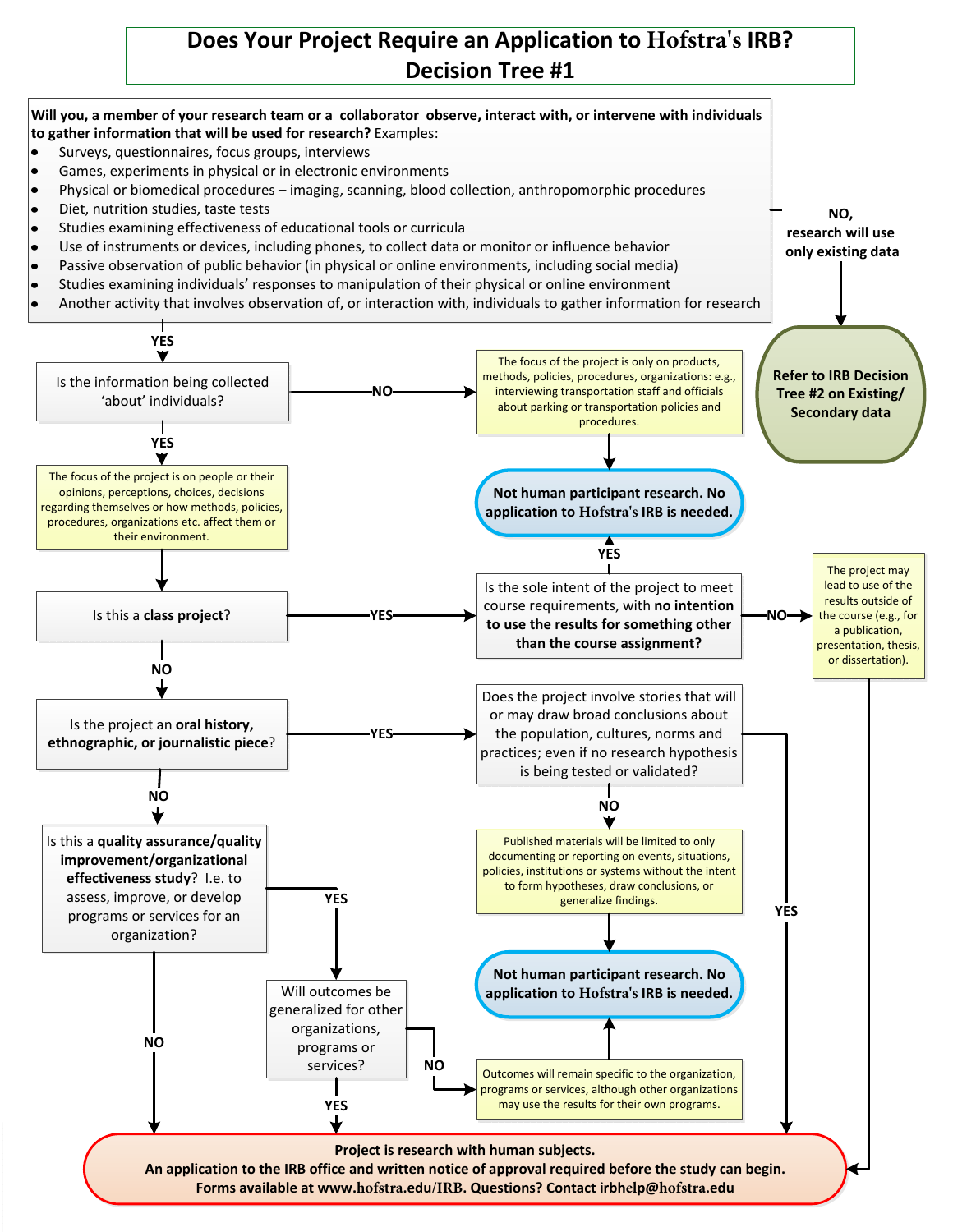# Does Your Project Require an Application to Hofstra's IRB?
# Decision Tree #1

**Will you, a member of your research team or a collaborator observe, interact with, or intervene with individuals to gather information that will be used for research?** Examples:

- Surveys, questionnaires, focus groups, interviews
- Games, experiments in physical or in electronic environments
- Physical or biomedical procedures – imaging, scanning, blood collection, anthropomorphic procedures
- Diet, nutrition studies, taste tests
- Studies examining effectiveness of educational tools or curricula
- Use of instruments or devices, including phones, to collect data or monitor or influence behavior
- Passive observation of public behavior (in physical or online environments, including social media)
- Studies examining individuals' responses to manipulation of their physical or online environment
- Another activity that involves observation of, or interaction with, individuals to gather information for research

**NO, research will use only existing data** → **Refer to IRB Decision Tree #2 on Existing/ Secondary data**

**YES** → Is the information being collected 'about' individuals?

- **NO** → The focus of the project is only on products, methods, policies, procedures, organizations: e.g., interviewing transportation staff and officials about parking or transportation policies and procedures. → **Not human participant research. No application to Hofstra's IRB is needed.**
- **YES** → The focus of the project is on people or their opinions, perceptions, choices, decisions regarding themselves or how methods, policies, procedures, organizations etc. affect them or their environment. → Is this a **class project**?

Is this a **class project**?

- **YES** → Is the sole intent of the project to meet course requirements, with **no intention to use the results for something other than the course assignment?**
  - **YES** → **Not human participant research. No application to Hofstra's IRB is needed.**
  - **NO** → The project may lead to use of the results outside of the course (e.g., for a publication, presentation, thesis, or dissertation). → **Project is research with human subjects.**
- **NO** → Is the project an **oral history, ethnographic, or journalistic piece**?

Is the project an **oral history, ethnographic, or journalistic piece**?

- **YES** → Does the project involve stories that will or may draw broad conclusions about the population, cultures, norms and practices; even if no research hypothesis is being tested or validated?
  - **YES** → **Project is research with human subjects.**
  - **NO** → Published materials will be limited to only documenting or reporting on events, situations, policies, institutions or systems without the intent to form hypotheses, draw conclusions, or generalize findings. → **Not human participant research. No application to Hofstra's IRB is needed.**
- **NO** → Is this a **quality assurance/quality improvement/organizational effectiveness study**? I.e. to assess, improve, or develop programs or services for an organization?

Is this a **quality assurance/quality improvement/organizational effectiveness study**? I.e. to assess, improve, or develop programs or services for an organization?

- **NO** → **Project is research with human subjects.**
- **YES** → Will outcomes be generalized for other organizations, programs or services?
  - **YES** → **Project is research with human subjects.**
  - **NO** → Outcomes will remain specific to the organization, programs or services, although other organizations may use the results for their own programs. → **Not human participant research. No application to Hofstra's IRB is needed.**

**Project is research with human subjects.**
**An application to the IRB office and written notice of approval required before the study can begin.**
**Forms available at www.hofstra.edu/IRB. Questions? Contact irbhelp@hofstra.edu**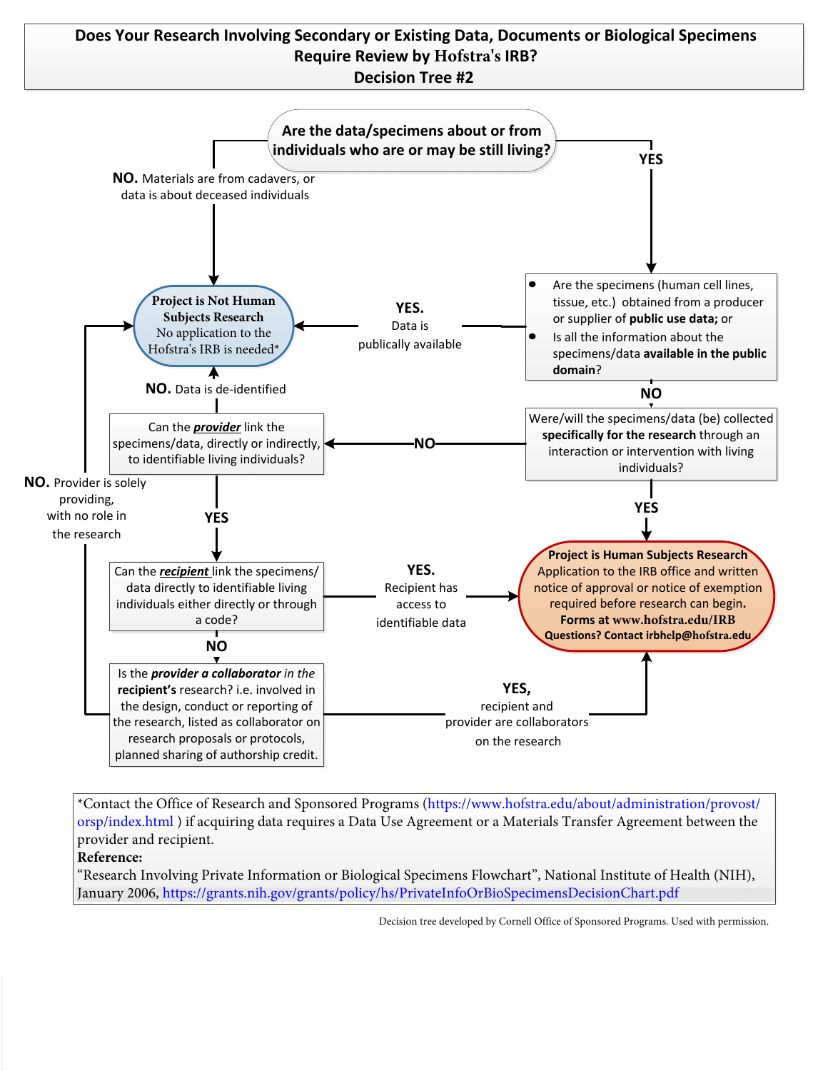# Does Your Research Involving Secondary or Existing Data, Documents or Biological Specimens Require Review by Hofstra's IRB?

## Decision Tree #2

**Are the data/specimens about or from individuals who are or may be still living?**

**NO.** Materials are from cadavers, or data is about deceased individuals

**YES**

- Are the specimens (human cell lines, tissue, etc.) obtained from a producer or supplier of **public use data;** or
- Is all the information about the specimens/data **available in the public domain**?

**YES.** Data is publically available

**NO**

Were/will the specimens/data (be) collected **specifically for the research** through an interaction or intervention with living individuals?

**YES**

**NO**

Can the ***provider*** link the specimens/data, directly or indirectly, to identifiable living individuals?

**NO.** Data is de-identified

**YES**

Can the ***recipient*** link the specimens/ data directly to identifiable living individuals either directly or through a code?

**YES.** Recipient has access to identifiable data

**NO**

Is the ***provider a collaborator*** *in the* **recipient's** research? i.e. involved in the design, conduct or reporting of the research, listed as collaborator on research proposals or protocols, planned sharing of authorship credit.

**NO.** Provider is solely providing, with no role in the research

**YES,** recipient and provider are collaborators on the research

**Project is Not Human Subjects Research**
No application to the Hofstra's IRB is needed*

**Project is Human Subjects Research**
Application to the IRB office and written notice of approval or notice of exemption required before research can begin.
**Forms at www.hofstra.edu/IRB**
**Questions? Contact irbhelp@hofstra.edu**

*Contact the Office of Research and Sponsored Programs (https://www.hofstra.edu/about/administration/provost/orsp/index.html ) if acquiring data requires a Data Use Agreement or a Materials Transfer Agreement between the provider and recipient.

**Reference:**

"Research Involving Private Information or Biological Specimens Flowchart", National Institute of Health (NIH), January 2006, https://grants.nih.gov/grants/policy/hs/PrivateInfoOrBioSpecimensDecisionChart.pdf

Decision tree developed by Cornell Office of Sponsored Programs. Used with permission.